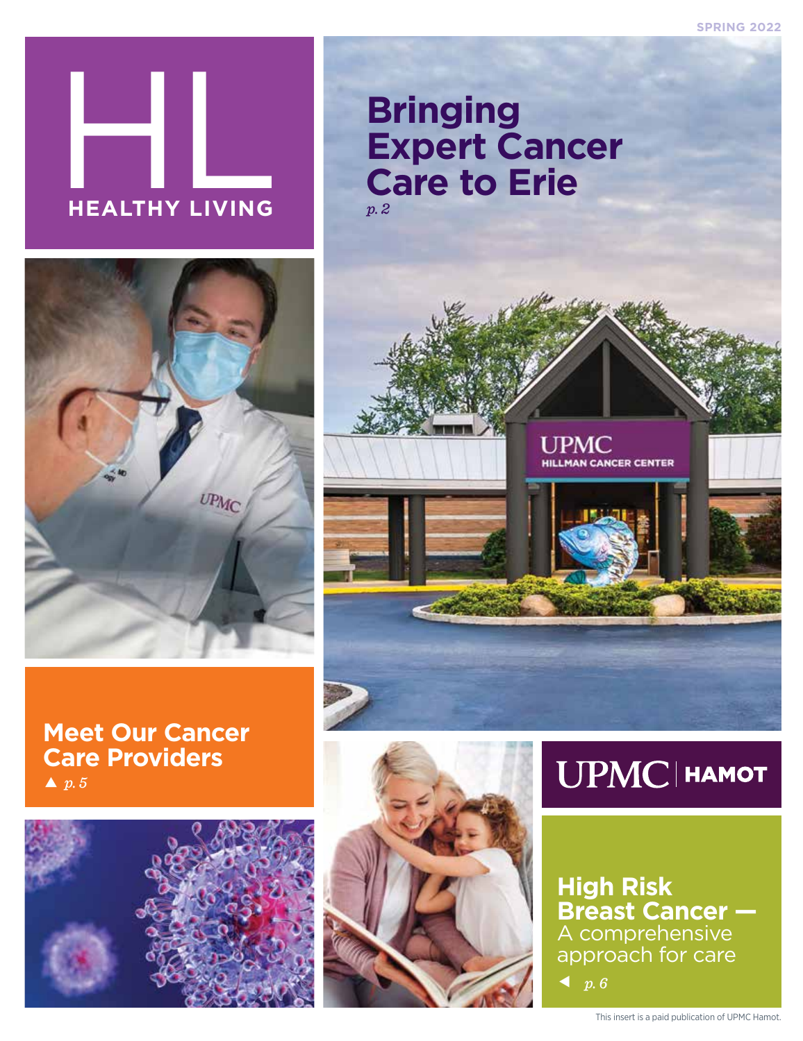SPRING 2022

# HL

**HEALTHY LIVING**

## Bringing Expert Cancer Care to Erie

*p. 2*

## Meet Our Cancer Care Providers

▲ *p. 5*

UPMC | HAMOT

## High Risk Breast Cancer —

A comprehensive approach for care

◄ *p. 6*

This insert is a paid publication of UPMC Hamot.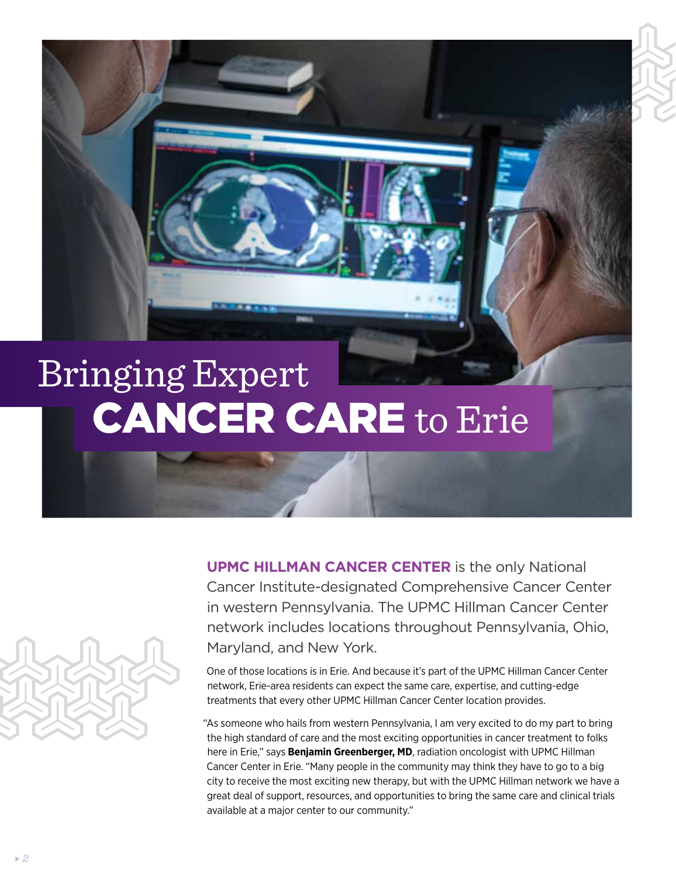# Bringing Expert CANCER CARE to Erie

**UPMC HILLMAN CANCER CENTER** is the only National Cancer Institute-designated Comprehensive Cancer Center in western Pennsylvania. The UPMC Hillman Cancer Center network includes locations throughout Pennsylvania, Ohio, Maryland, and New York.

One of those locations is in Erie. And because it's part of the UPMC Hillman Cancer Center network, Erie-area residents can expect the same care, expertise, and cutting-edge treatments that every other UPMC Hillman Cancer Center location provides.

"As someone who hails from western Pennsylvania, I am very excited to do my part to bring the high standard of care and the most exciting opportunities in cancer treatment to folks here in Erie," says **Benjamin Greenberger, MD**, radiation oncologist with UPMC Hillman Cancer Center in Erie. "Many people in the community may think they have to go to a big city to receive the most exciting new therapy, but with the UPMC Hillman network we have a great deal of support, resources, and opportunities to bring the same care and clinical trials available at a major center to our community."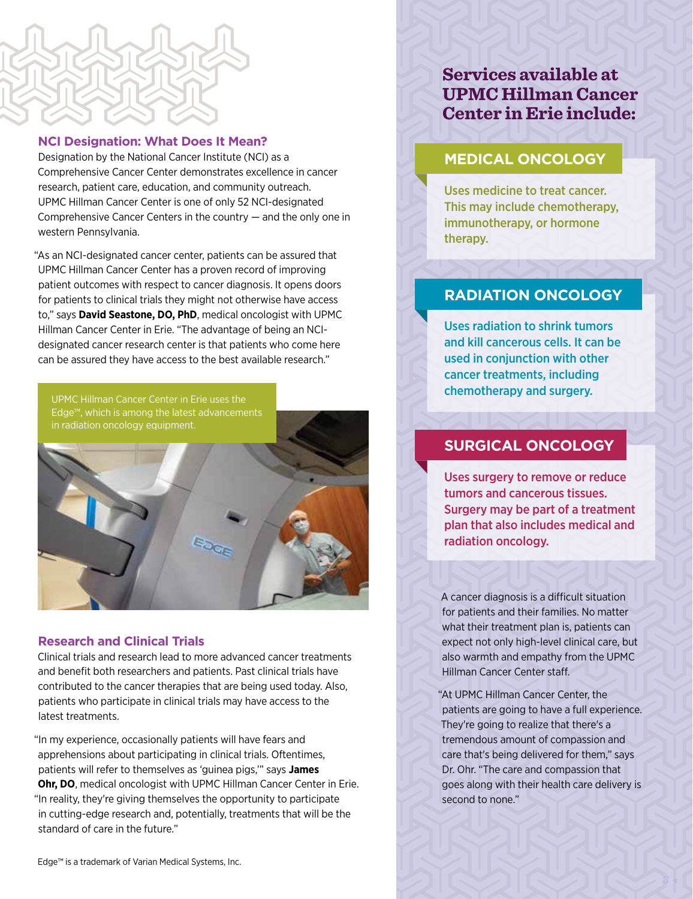### NCI Designation: What Does It Mean?

Designation by the National Cancer Institute (NCI) as a Comprehensive Cancer Center demonstrates excellence in cancer research, patient care, education, and community outreach. UPMC Hillman Cancer Center is one of only 52 NCI-designated Comprehensive Cancer Centers in the country — and the only one in western Pennsylvania.

"As an NCI-designated cancer center, patients can be assured that UPMC Hillman Cancer Center has a proven record of improving patient outcomes with respect to cancer diagnosis. It opens doors for patients to clinical trials they might not otherwise have access to," says **David Seastone, DO, PhD**, medical oncologist with UPMC Hillman Cancer Center in Erie. "The advantage of being an NCI-designated cancer research center is that patients who come here can be assured they have access to the best available research."

UPMC Hillman Cancer Center in Erie uses the Edge™, which is among the latest advancements in radiation oncology equipment.

### Research and Clinical Trials

Clinical trials and research lead to more advanced cancer treatments and benefit both researchers and patients. Past clinical trials have contributed to the cancer therapies that are being used today. Also, patients who participate in clinical trials may have access to the latest treatments.

"In my experience, occasionally patients will have fears and apprehensions about participating in clinical trials. Oftentimes, patients will refer to themselves as 'guinea pigs,'" says **James Ohr, DO**, medical oncologist with UPMC Hillman Cancer Center in Erie. "In reality, they're giving themselves the opportunity to participate in cutting-edge research and, potentially, treatments that will be the standard of care in the future."

Edge™ is a trademark of Varian Medical Systems, Inc.

## Services available at UPMC Hillman Cancer Center in Erie include:

### MEDICAL ONCOLOGY

Uses medicine to treat cancer. This may include chemotherapy, immunotherapy, or hormone therapy.

### RADIATION ONCOLOGY

Uses radiation to shrink tumors and kill cancerous cells. It can be used in conjunction with other cancer treatments, including chemotherapy and surgery.

### SURGICAL ONCOLOGY

Uses surgery to remove or reduce tumors and cancerous tissues. Surgery may be part of a treatment plan that also includes medical and radiation oncology.

A cancer diagnosis is a difficult situation for patients and their families. No matter what their treatment plan is, patients can expect not only high-level clinical care, but also warmth and empathy from the UPMC Hillman Cancer Center staff.

"At UPMC Hillman Cancer Center, the patients are going to have a full experience. They're going to realize that there's a tremendous amount of compassion and care that's being delivered for them," says Dr. Ohr. "The care and compassion that goes along with their health care delivery is second to none."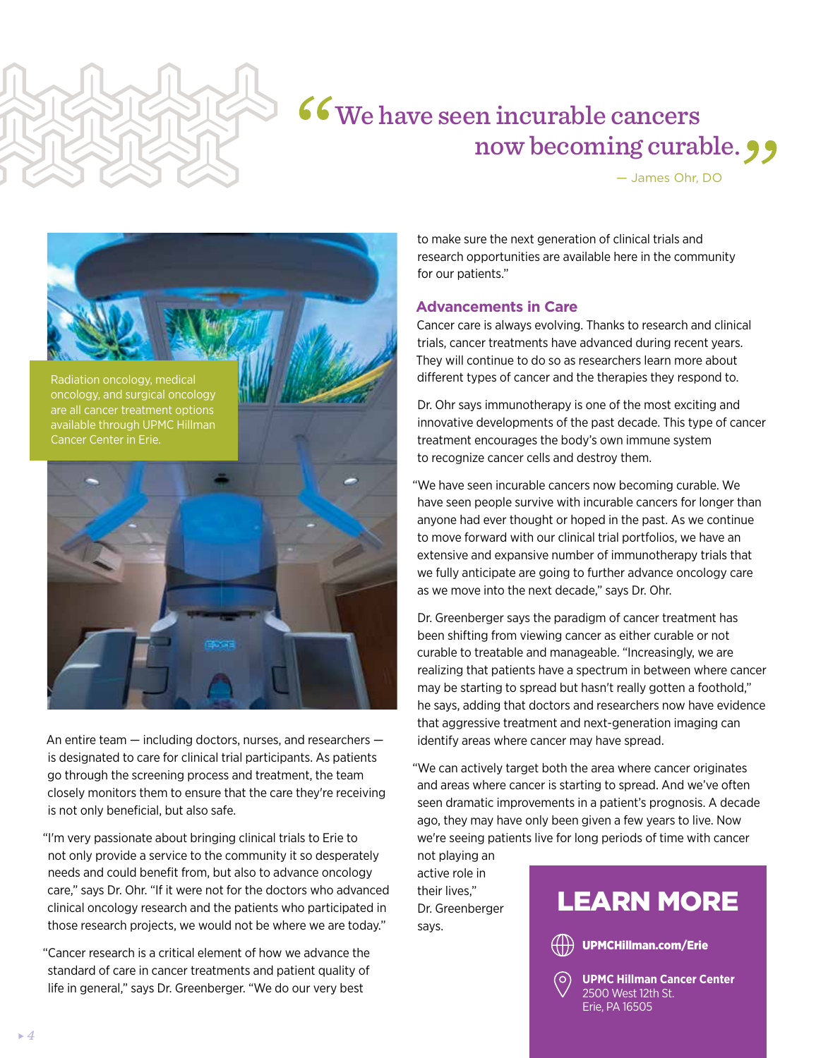> "We have seen incurable cancers now becoming curable."
>
> — James Ohr, DO

Radiation oncology, medical oncology, and surgical oncology are all cancer treatment options available through UPMC Hillman Cancer Center in Erie.

An entire team — including doctors, nurses, and researchers — is designated to care for clinical trial participants. As patients go through the screening process and treatment, the team closely monitors them to ensure that the care they're receiving is not only beneficial, but also safe.

"I'm very passionate about bringing clinical trials to Erie to not only provide a service to the community it so desperately needs and could benefit from, but also to advance oncology care," says Dr. Ohr. "If it were not for the doctors who advanced clinical oncology research and the patients who participated in those research projects, we would not be where we are today."

"Cancer research is a critical element of how we advance the standard of care in cancer treatments and patient quality of life in general," says Dr. Greenberger. "We do our very best to make sure the next generation of clinical trials and research opportunities are available here in the community for our patients."

## Advancements in Care

Cancer care is always evolving. Thanks to research and clinical trials, cancer treatments have advanced during recent years. They will continue to do so as researchers learn more about different types of cancer and the therapies they respond to.

Dr. Ohr says immunotherapy is one of the most exciting and innovative developments of the past decade. This type of cancer treatment encourages the body's own immune system to recognize cancer cells and destroy them.

"We have seen incurable cancers now becoming curable. We have seen people survive with incurable cancers for longer than anyone had ever thought or hoped in the past. As we continue to move forward with our clinical trial portfolios, we have an extensive and expansive number of immunotherapy trials that we fully anticipate are going to further advance oncology care as we move into the next decade," says Dr. Ohr.

Dr. Greenberger says the paradigm of cancer treatment has been shifting from viewing cancer as either curable or not curable to treatable and manageable. "Increasingly, we are realizing that patients have a spectrum in between where cancer may be starting to spread but hasn't really gotten a foothold," he says, adding that doctors and researchers now have evidence that aggressive treatment and next-generation imaging can identify areas where cancer may have spread.

"We can actively target both the area where cancer originates and areas where cancer is starting to spread. And we've often seen dramatic improvements in a patient's prognosis. A decade ago, they may have only been given a few years to live. Now we're seeing patients live for long periods of time with cancer not playing an active role in their lives," Dr. Greenberger says.

## LEARN MORE

**UPMCHillman.com/Erie**

**UPMC Hillman Cancer Center**
2500 West 12th St.
Erie, PA 16505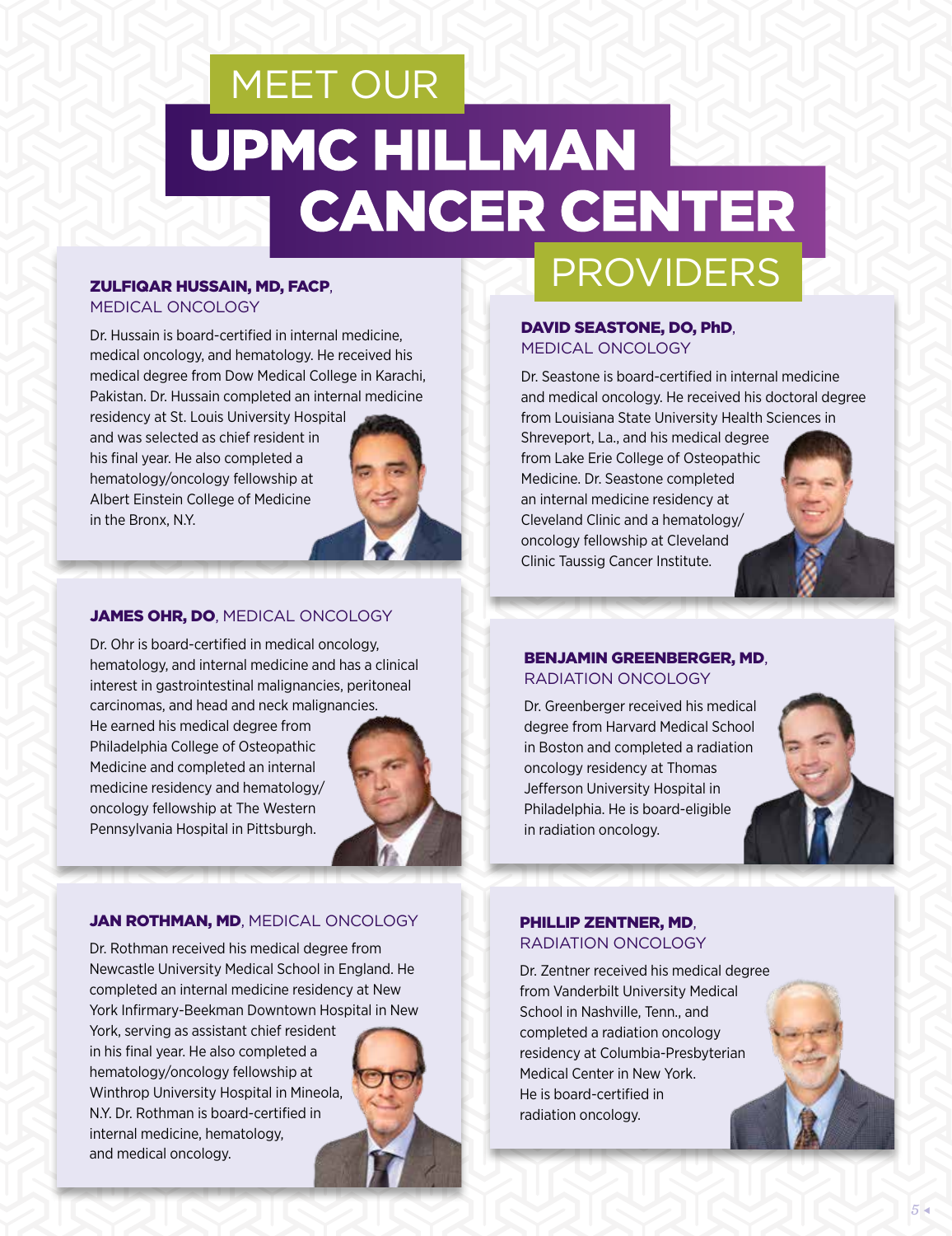# MEET OUR UPMC HILLMAN CANCER CENTER PROVIDERS

**ZULFIQAR HUSSAIN, MD, FACP**, MEDICAL ONCOLOGY

Dr. Hussain is board-certified in internal medicine, medical oncology, and hematology. He received his medical degree from Dow Medical College in Karachi, Pakistan. Dr. Hussain completed an internal medicine residency at St. Louis University Hospital and was selected as chief resident in his final year. He also completed a hematology/oncology fellowship at Albert Einstein College of Medicine in the Bronx, N.Y.

**JAMES OHR, DO**, MEDICAL ONCOLOGY

Dr. Ohr is board-certified in medical oncology, hematology, and internal medicine and has a clinical interest in gastrointestinal malignancies, peritoneal carcinomas, and head and neck malignancies. He earned his medical degree from Philadelphia College of Osteopathic Medicine and completed an internal medicine residency and hematology/oncology fellowship at The Western Pennsylvania Hospital in Pittsburgh.

**JAN ROTHMAN, MD**, MEDICAL ONCOLOGY

Dr. Rothman received his medical degree from Newcastle University Medical School in England. He completed an internal medicine residency at New York Infirmary-Beekman Downtown Hospital in New York, serving as assistant chief resident in his final year. He also completed a hematology/oncology fellowship at Winthrop University Hospital in Mineola, N.Y. Dr. Rothman is board-certified in internal medicine, hematology, and medical oncology.

**DAVID SEASTONE, DO, PhD**, MEDICAL ONCOLOGY

Dr. Seastone is board-certified in internal medicine and medical oncology. He received his doctoral degree from Louisiana State University Health Sciences in Shreveport, La., and his medical degree from Lake Erie College of Osteopathic Medicine. Dr. Seastone completed an internal medicine residency at Cleveland Clinic and a hematology/oncology fellowship at Cleveland Clinic Taussig Cancer Institute.

**BENJAMIN GREENBERGER, MD**, RADIATION ONCOLOGY

Dr. Greenberger received his medical degree from Harvard Medical School in Boston and completed a radiation oncology residency at Thomas Jefferson University Hospital in Philadelphia. He is board-eligible in radiation oncology.

**PHILLIP ZENTNER, MD**, RADIATION ONCOLOGY

Dr. Zentner received his medical degree from Vanderbilt University Medical School in Nashville, Tenn., and completed a radiation oncology residency at Columbia-Presbyterian Medical Center in New York. He is board-certified in radiation oncology.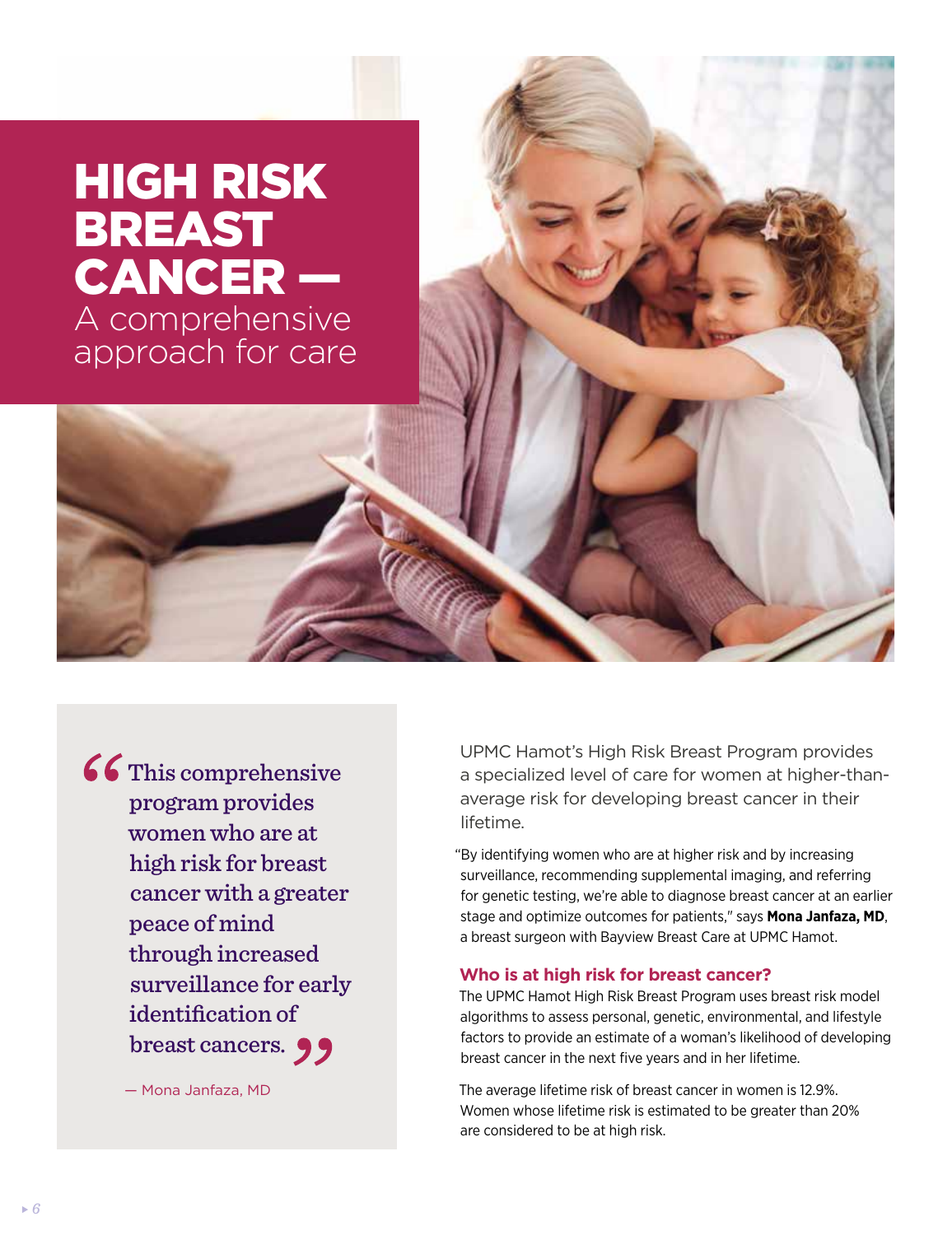# HIGH RISK BREAST CANCER — A comprehensive approach for care

> "This comprehensive program provides women who are at high risk for breast cancer with a greater peace of mind through increased surveillance for early identification of breast cancers."
>
> — Mona Janfaza, MD

UPMC Hamot's High Risk Breast Program provides a specialized level of care for women at higher-than-average risk for developing breast cancer in their lifetime.

"By identifying women who are at higher risk and by increasing surveillance, recommending supplemental imaging, and referring for genetic testing, we're able to diagnose breast cancer at an earlier stage and optimize outcomes for patients," says **Mona Janfaza, MD**, a breast surgeon with Bayview Breast Care at UPMC Hamot.

### Who is at high risk for breast cancer?

The UPMC Hamot High Risk Breast Program uses breast risk model algorithms to assess personal, genetic, environmental, and lifestyle factors to provide an estimate of a woman's likelihood of developing breast cancer in the next five years and in her lifetime.

The average lifetime risk of breast cancer in women is 12.9%. Women whose lifetime risk is estimated to be greater than 20% are considered to be at high risk.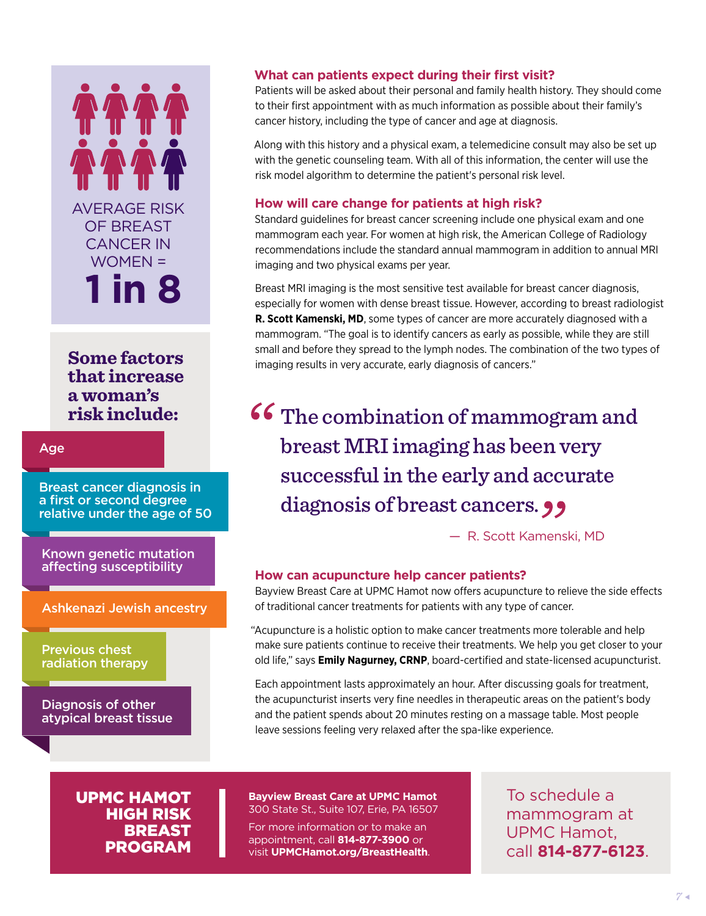AVERAGE RISK OF BREAST CANCER IN WOMEN =

**1 in 8**

### Some factors that increase a woman's risk include:

- Age
- Breast cancer diagnosis in a first or second degree relative under the age of 50
- Known genetic mutation affecting susceptibility
- Ashkenazi Jewish ancestry
- Previous chest radiation therapy
- Diagnosis of other atypical breast tissue

## What can patients expect during their first visit?

Patients will be asked about their personal and family health history. They should come to their first appointment with as much information as possible about their family's cancer history, including the type of cancer and age at diagnosis.

Along with this history and a physical exam, a telemedicine consult may also be set up with the genetic counseling team. With all of this information, the center will use the risk model algorithm to determine the patient's personal risk level.

## How will care change for patients at high risk?

Standard guidelines for breast cancer screening include one physical exam and one mammogram each year. For women at high risk, the American College of Radiology recommendations include the standard annual mammogram in addition to annual MRI imaging and two physical exams per year.

Breast MRI imaging is the most sensitive test available for breast cancer diagnosis, especially for women with dense breast tissue. However, according to breast radiologist **R. Scott Kamenski, MD**, some types of cancer are more accurately diagnosed with a mammogram. "The goal is to identify cancers as early as possible, while they are still small and before they spread to the lymph nodes. The combination of the two types of imaging results in very accurate, early diagnosis of cancers."

> "The combination of mammogram and breast MRI imaging has been very successful in the early and accurate diagnosis of breast cancers."
>
> — R. Scott Kamenski, MD

## How can acupuncture help cancer patients?

Bayview Breast Care at UPMC Hamot now offers acupuncture to relieve the side effects of traditional cancer treatments for patients with any type of cancer.

"Acupuncture is a holistic option to make cancer treatments more tolerable and help make sure patients continue to receive their treatments. We help you get closer to your old life," says **Emily Nagurney, CRNP**, board-certified and state-licensed acupuncturist.

Each appointment lasts approximately an hour. After discussing goals for treatment, the acupuncturist inserts very fine needles in therapeutic areas on the patient's body and the patient spends about 20 minutes resting on a massage table. Most people leave sessions feeling very relaxed after the spa-like experience.

**UPMC HAMOT HIGH RISK BREAST PROGRAM**

**Bayview Breast Care at UPMC Hamot**
300 State St., Suite 107, Erie, PA 16507

For more information or to make an appointment, call **814-877-3900** or visit **UPMCHamot.org/BreastHealth**.

To schedule a mammogram at UPMC Hamot, call **814-877-6123**.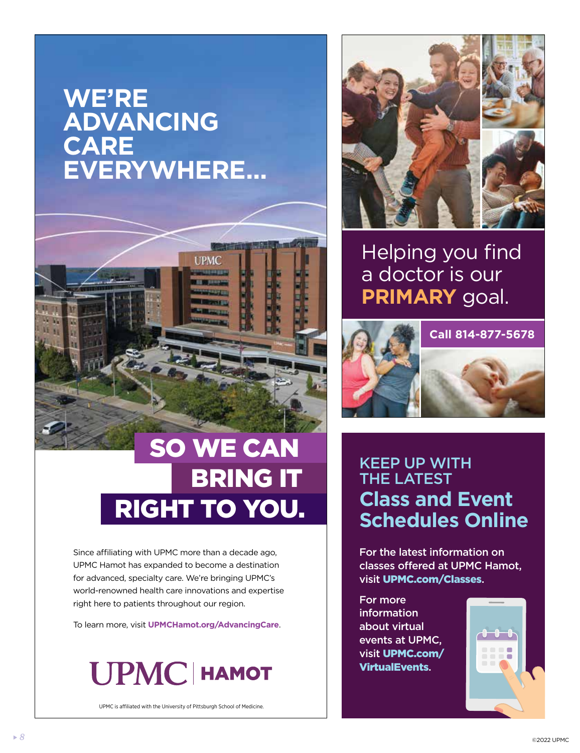# WE'RE ADVANCING CARE EVERYWHERE...

## SO WE CAN BRING IT RIGHT TO YOU.

Since affiliating with UPMC more than a decade ago, UPMC Hamot has expanded to become a destination for advanced, specialty care. We're bringing UPMC's world-renowned health care innovations and expertise right here to patients throughout our region.

To learn more, visit **UPMCHamot.org/AdvancingCare**.

UPMC | HAMOT

UPMC is affiliated with the University of Pittsburgh School of Medicine.

## Helping you find a doctor is our **PRIMARY** goal.

**Call 814-877-5678**

## KEEP UP WITH THE LATEST **Class and Event Schedules Online**

For the latest information on classes offered at UPMC Hamot, visit **UPMC.com/Classes**.

For more information about virtual events at UPMC, visit **UPMC.com/VirtualEvents**.

©2022 UPMC